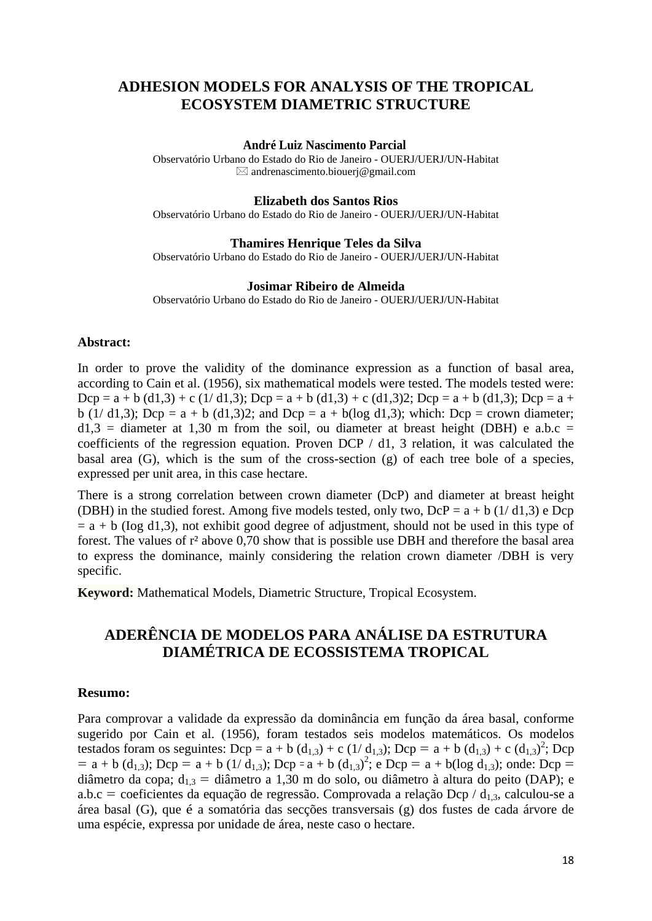# ADHESION MODELS FOR ANALYSIS OF THE TROPICAL ECOSYSTEM DIAMETRIC STRUCTURE

**André Luiz Nascimento Parcial**
Observatório Urbano do Estado do Rio de Janeiro - OUERJ/UERJ/UN-Habitat
✉ andrenascimento.biouerj@gmail.com

**Elizabeth dos Santos Rios**
Observatório Urbano do Estado do Rio de Janeiro - OUERJ/UERJ/UN-Habitat

**Thamires Henrique Teles da Silva**
Observatório Urbano do Estado do Rio de Janeiro - OUERJ/UERJ/UN-Habitat

**Josimar Ribeiro de Almeida**
Observatório Urbano do Estado do Rio de Janeiro - OUERJ/UERJ/UN-Habitat

### Abstract:

In order to prove the validity of the dominance expression as a function of basal area, according to Cain et al. (1956), six mathematical models were tested. The models tested were: Dcp = a + b (d1,3) + c (1/ d1,3); Dcp = a + b (d1,3) + c (d1,3)2; Dcp = a + b (d1,3); Dcp = a + b (1/ d1,3); Dcp = a + b (d1,3)2; and Dcp = a + b(log d1,3); which: Dcp = crown diameter; d1,3 = diameter at 1,30 m from the soil, ou diameter at breast height (DBH) e a.b.c = coefficients of the regression equation. Proven DCP / d1, 3 relation, it was calculated the basal area (G), which is the sum of the cross-section (g) of each tree bole of a species, expressed per unit area, in this case hectare.

There is a strong correlation between crown diameter (DcP) and diameter at breast height (DBH) in the studied forest. Among five models tested, only two, DcP = a + b (1/ d1,3) e Dcp = a + b (Iog d1,3), not exhibit good degree of adjustment, should not be used in this type of forest. The values of r² above 0,70 show that is possible use DBH and therefore the basal area to express the dominance, mainly considering the relation crown diameter /DBH is very specific.

**Keyword:** Mathematical Models, Diametric Structure, Tropical Ecosystem.

# ADERÊNCIA DE MODELOS PARA ANÁLISE DA ESTRUTURA DIAMÉTRICA DE ECOSSISTEMA TROPICAL

### Resumo:

Para comprovar a validade da expressão da dominância em função da área basal, conforme sugerido por Cain et al. (1956), foram testados seis modelos matemáticos. Os modelos testados foram os seguintes: $Dcp = a + b (d_{1,3}) + c (1/ d_{1,3})$; $Dcp = a + b (d_{1,3}) + c (d_{1,3})^2$; $Dcp = a + b (d_{1,3})$; $Dcp = a + b (1/ d_{1,3})$; $Dcp = a + b (d_{1,3})^2$; e $Dcp = a + b(\log d_{1,3})$; onde: Dcp = diâmetro da copa; $d_{1,3}$ = diâmetro a 1,30 m do solo, ou diâmetro à altura do peito (DAP); e a.b.c = coeficientes da equação de regressão. Comprovada a relação Dcp / $d_{1,3}$, calculou-se a área basal (G), que é a somatória das secções transversais (g) dos fustes de cada árvore de uma espécie, expressa por unidade de área, neste caso o hectare.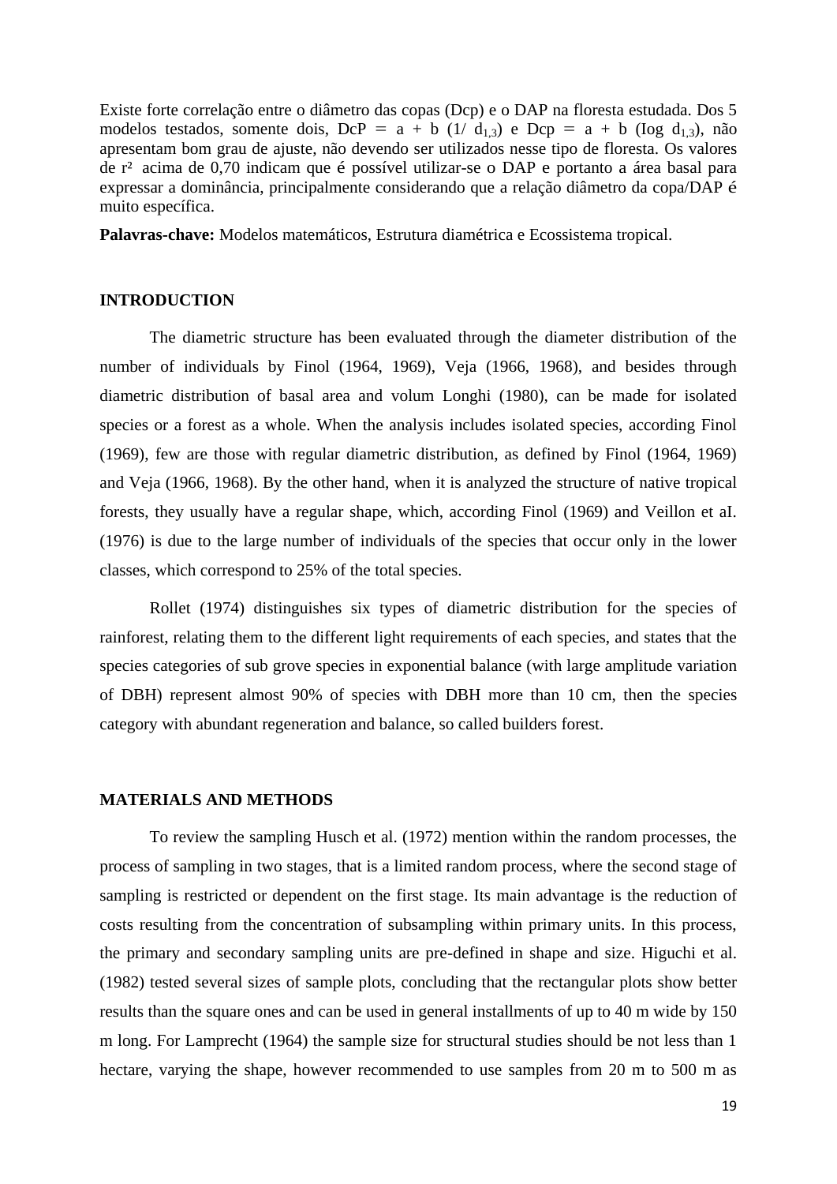Existe forte correlação entre o diâmetro das copas (Dcp) e o DAP na floresta estudada. Dos 5 modelos testados, somente dois, DcP = a + b (1/ $d_{1,3}$) e Dcp = a + b (Iog $d_{1,3}$), não apresentam bom grau de ajuste, não devendo ser utilizados nesse tipo de floresta. Os valores de $r^2$ acima de 0,70 indicam que é possível utilizar-se o DAP e portanto a área basal para expressar a dominância, principalmente considerando que a relação diâmetro da copa/DAP é muito específica.

**Palavras-chave:** Modelos matemáticos, Estrutura diamétrica e Ecossistema tropical.

## INTRODUCTION

The diametric structure has been evaluated through the diameter distribution of the number of individuals by Finol (1964, 1969), Veja (1966, 1968), and besides through diametric distribution of basal area and volum Longhi (1980), can be made for isolated species or a forest as a whole. When the analysis includes isolated species, according Finol (1969), few are those with regular diametric distribution, as defined by Finol (1964, 1969) and Veja (1966, 1968). By the other hand, when it is analyzed the structure of native tropical forests, they usually have a regular shape, which, according Finol (1969) and Veillon et aI. (1976) is due to the large number of individuals of the species that occur only in the lower classes, which correspond to 25% of the total species.

Rollet (1974) distinguishes six types of diametric distribution for the species of rainforest, relating them to the different light requirements of each species, and states that the species categories of sub grove species in exponential balance (with large amplitude variation of DBH) represent almost 90% of species with DBH more than 10 cm, then the species category with abundant regeneration and balance, so called builders forest.

## MATERIALS AND METHODS

To review the sampling Husch et al. (1972) mention within the random processes, the process of sampling in two stages, that is a limited random process, where the second stage of sampling is restricted or dependent on the first stage. Its main advantage is the reduction of costs resulting from the concentration of subsampling within primary units. In this process, the primary and secondary sampling units are pre-defined in shape and size. Higuchi et al. (1982) tested several sizes of sample plots, concluding that the rectangular plots show better results than the square ones and can be used in general installments of up to 40 m wide by 150 m long. For Lamprecht (1964) the sample size for structural studies should be not less than 1 hectare, varying the shape, however recommended to use samples from 20 m to 500 m as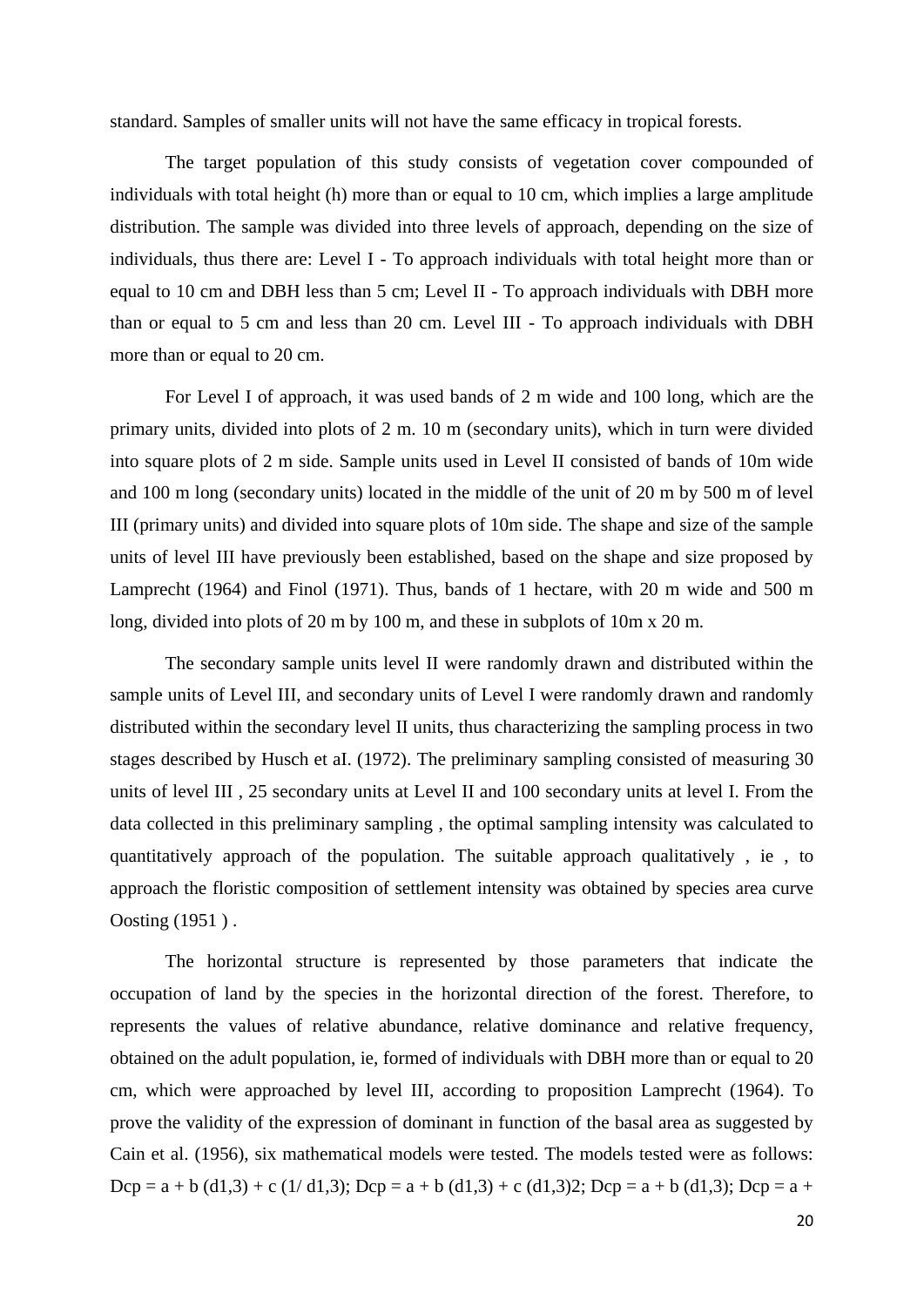standard. Samples of smaller units will not have the same efficacy in tropical forests.

The target population of this study consists of vegetation cover compounded of individuals with total height (h) more than or equal to 10 cm, which implies a large amplitude distribution. The sample was divided into three levels of approach, depending on the size of individuals, thus there are: Level I - To approach individuals with total height more than or equal to 10 cm and DBH less than 5 cm; Level II - To approach individuals with DBH more than or equal to 5 cm and less than 20 cm. Level III - To approach individuals with DBH more than or equal to 20 cm.

For Level I of approach, it was used bands of 2 m wide and 100 long, which are the primary units, divided into plots of 2 m. 10 m (secondary units), which in turn were divided into square plots of 2 m side. Sample units used in Level II consisted of bands of 10m wide and 100 m long (secondary units) located in the middle of the unit of 20 m by 500 m of level III (primary units) and divided into square plots of 10m side. The shape and size of the sample units of level III have previously been established, based on the shape and size proposed by Lamprecht (1964) and Finol (1971). Thus, bands of 1 hectare, with 20 m wide and 500 m long, divided into plots of 20 m by 100 m, and these in subplots of 10m x 20 m.

The secondary sample units level II were randomly drawn and distributed within the sample units of Level III, and secondary units of Level I were randomly drawn and randomly distributed within the secondary level II units, thus characterizing the sampling process in two stages described by Husch et aI. (1972). The preliminary sampling consisted of measuring 30 units of level III , 25 secondary units at Level II and 100 secondary units at level I. From the data collected in this preliminary sampling , the optimal sampling intensity was calculated to quantitatively approach of the population. The suitable approach qualitatively , ie , to approach the floristic composition of settlement intensity was obtained by species area curve Oosting (1951 ) .

The horizontal structure is represented by those parameters that indicate the occupation of land by the species in the horizontal direction of the forest. Therefore, to represents the values of relative abundance, relative dominance and relative frequency, obtained on the adult population, ie, formed of individuals with DBH more than or equal to 20 cm, which were approached by level III, according to proposition Lamprecht (1964). To prove the validity of the expression of dominant in function of the basal area as suggested by Cain et al. (1956), six mathematical models were tested. The models tested were as follows: $Dcp = a + b (d_{1,3}) + c (1/ d_{1,3})$; $Dcp = a + b (d_{1,3}) + c (d_{1,3})^2$; $Dcp = a + b (d_{1,3})$; $Dcp = a +$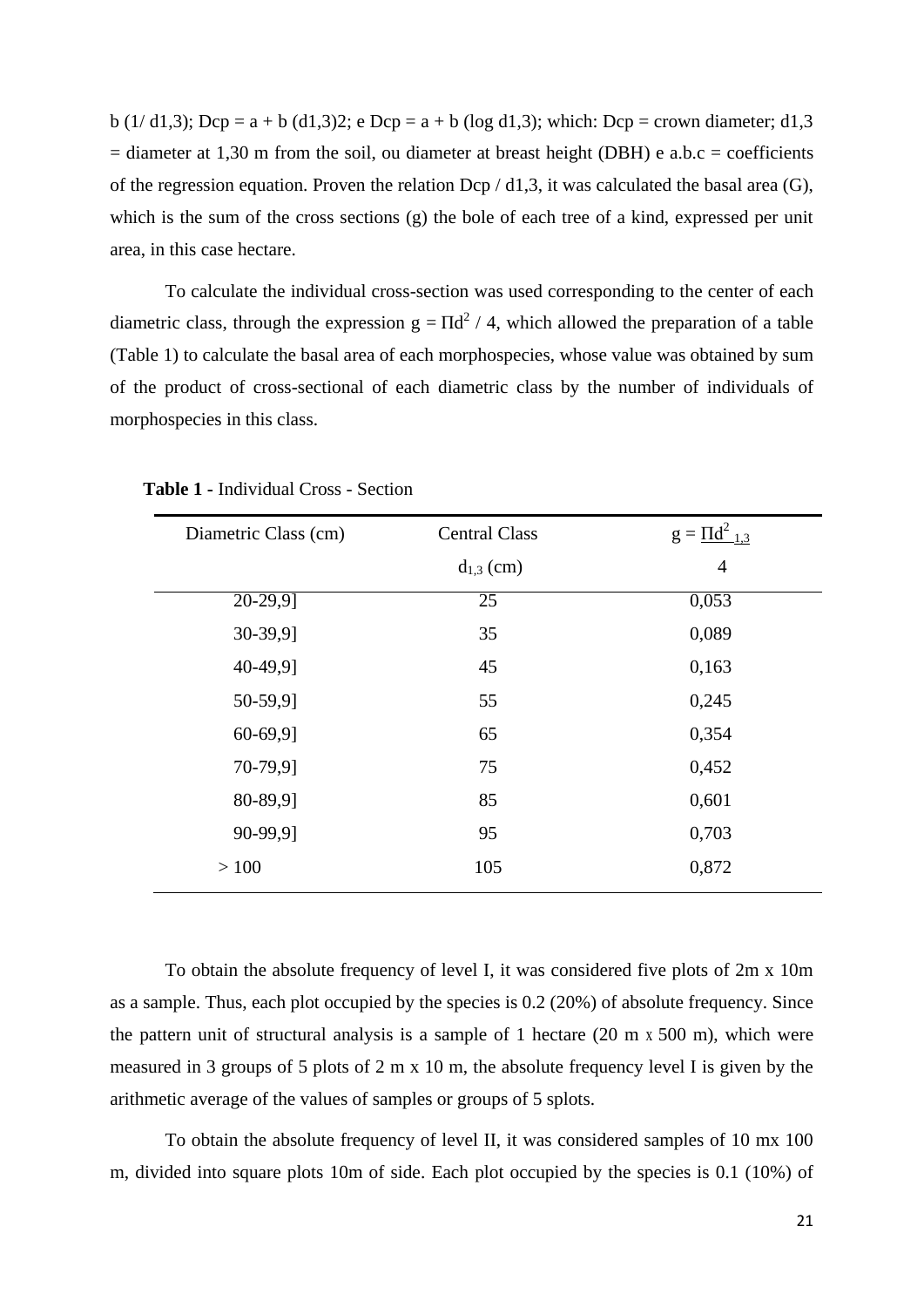b (1/ d1,3); $Dcp = a + b (d_{1,3})^2$; e $Dcp = a + b (\log d_{1,3})$; which: Dcp = crown diameter; $d_{1,3}$ = diameter at 1,30 m from the soil, ou diameter at breast height (DBH) e a.b.c = coefficients of the regression equation. Proven the relation Dcp / $d_{1,3}$, it was calculated the basal area (G), which is the sum of the cross sections (g) the bole of each tree of a kind, expressed per unit area, in this case hectare.

To calculate the individual cross-section was used corresponding to the center of each diametric class, through the expression $g = \Pi d^2 / 4$, which allowed the preparation of a table (Table 1) to calculate the basal area of each morphospecies, whose value was obtained by sum of the product of cross-sectional of each diametric class by the number of individuals of morphospecies in this class.

**Table 1** - Individual Cross - Section

| Diametric Class (cm) | Central Class $d_{1,3}$ (cm) | $g = \frac{\Pi d^2_{1,3}}{4}$ |
|---|---|---|
| 20-29,9] | 25 | 0,053 |
| 30-39,9] | 35 | 0,089 |
| 40-49,9] | 45 | 0,163 |
| 50-59,9] | 55 | 0,245 |
| 60-69,9] | 65 | 0,354 |
| 70-79,9] | 75 | 0,452 |
| 80-89,9] | 85 | 0,601 |
| 90-99,9] | 95 | 0,703 |
| > 100 | 105 | 0,872 |

To obtain the absolute frequency of level I, it was considered five plots of 2m x 10m as a sample. Thus, each plot occupied by the species is 0.2 (20%) of absolute frequency. Since the pattern unit of structural analysis is a sample of 1 hectare (20 m x 500 m), which were measured in 3 groups of 5 plots of 2 m x 10 m, the absolute frequency level I is given by the arithmetic average of the values of samples or groups of 5 splots.

To obtain the absolute frequency of level II, it was considered samples of 10 mx 100 m, divided into square plots 10m of side. Each plot occupied by the species is 0.1 (10%) of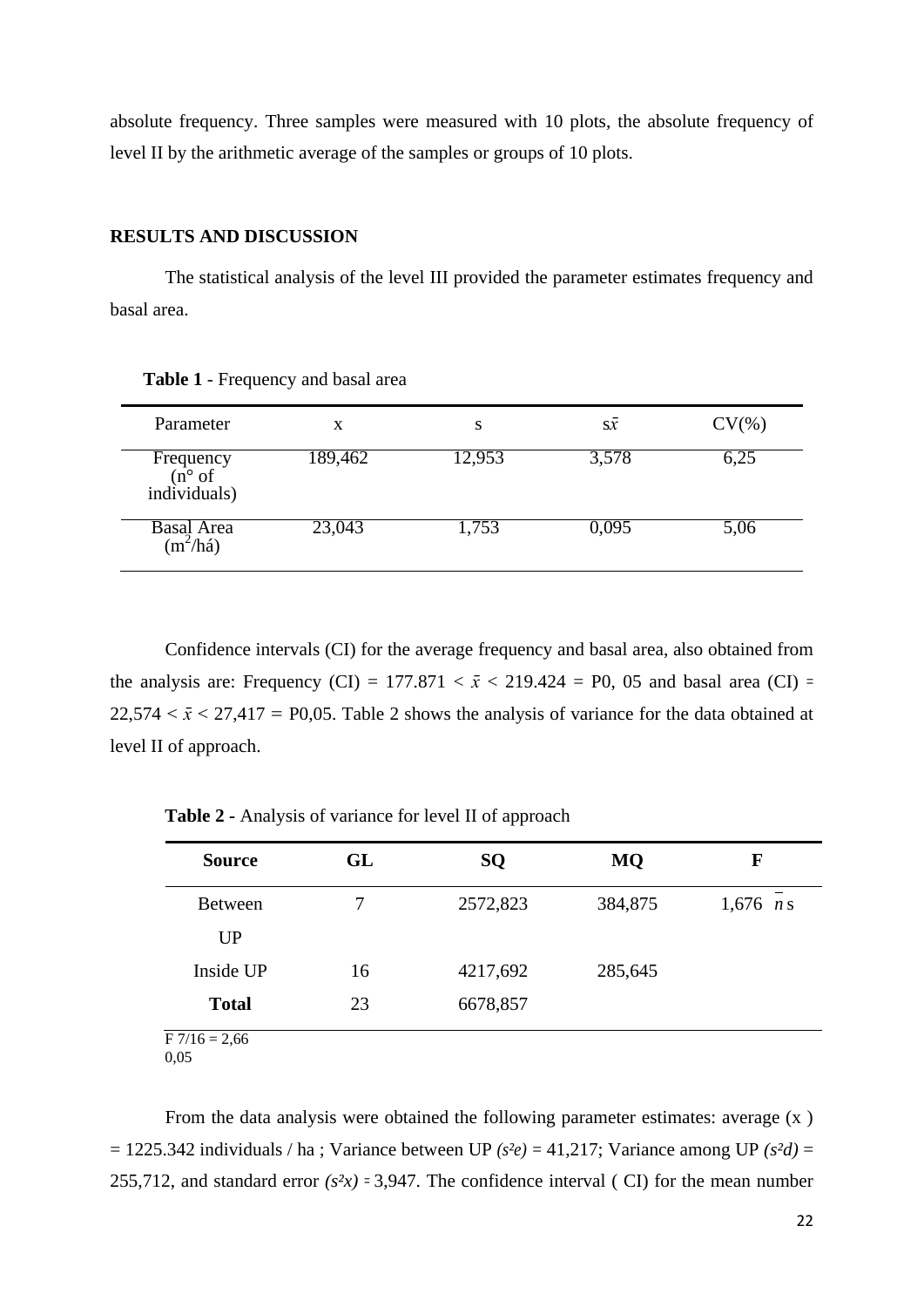absolute frequency. Three samples were measured with 10 plots, the absolute frequency of level II by the arithmetic average of the samples or groups of 10 plots.

## RESULTS AND DISCUSSION

The statistical analysis of the level III provided the parameter estimates frequency and basal area.

**Table 1** - Frequency and basal area

| Parameter | x | s | $s\bar{x}$ | CV(%) |
|---|---|---|---|---|
| Frequency (n° of individuals) | 189,462 | 12,953 | 3,578 | 6,25 |
| Basal Area ($m^2$/há) | 23,043 | 1,753 | 0,095 | 5,06 |

Confidence intervals (CI) for the average frequency and basal area, also obtained from the analysis are: Frequency (CI) = 177.871 < $\bar{x}$ < 219.424 = P0, 05 and basal area (CI) = 22,574 < $\bar{x}$ < 27,417 = P0,05. Table 2 shows the analysis of variance for the data obtained at level II of approach.

**Table 2 -** Analysis of variance for level II of approach

| **Source** | **GL** | **SQ** | **MQ** | **F** |
|---|---|---|---|---|
| Between UP | 7 | 2572,823 | 384,875 | 1,676 $\bar{n}$ s |
| Inside UP | 16 | 4217,692 | 285,645 | |
| **Total** | 23 | 6678,857 | | |

F 7/16 = 2,66
0,05

From the data analysis were obtained the following parameter estimates: average (x ) = 1225.342 individuals / ha ; Variance between UP *(s²e)* = 41,217; Variance among UP *(s²d)* = 255,712, and standard error *(s²x)* = 3,947. The confidence interval ( CI) for the mean number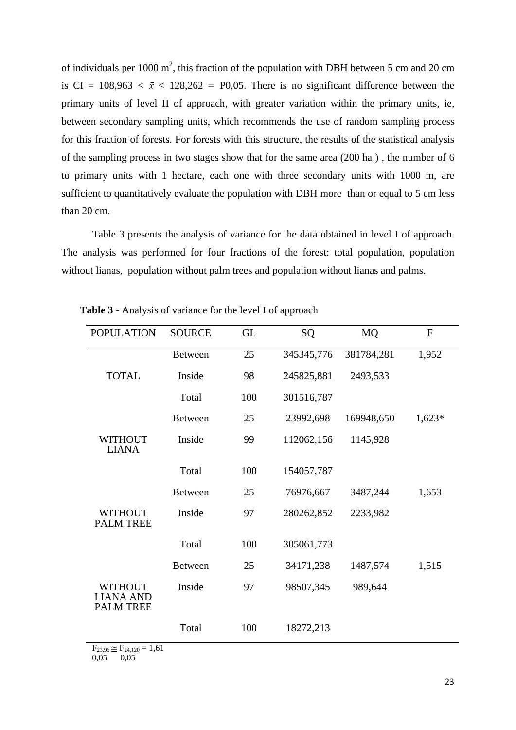of individuals per 1000 $m^2$, this fraction of the population with DBH between 5 cm and 20 cm is CI = 108,963 < $\bar{x}$ < 128,262 = P0,05. There is no significant difference between the primary units of level II of approach, with greater variation within the primary units, ie, between secondary sampling units, which recommends the use of random sampling process for this fraction of forests. For forests with this structure, the results of the statistical analysis of the sampling process in two stages show that for the same area (200 ha ) , the number of 6 to primary units with 1 hectare, each one with three secondary units with 1000 m, are sufficient to quantitatively evaluate the population with DBH more than or equal to 5 cm less than 20 cm.

Table 3 presents the analysis of variance for the data obtained in level I of approach. The analysis was performed for four fractions of the forest: total population, population without lianas, population without palm trees and population without lianas and palms.

**Table 3 -** Analysis of variance for the level I of approach

| POPULATION | SOURCE | GL | SQ | MQ | F |
|---|---|---|---|---|---|
| | Between | 25 | 345345,776 | 381784,281 | 1,952 |
| TOTAL | Inside | 98 | 245825,881 | 2493,533 | |
| | Total | 100 | 301516,787 | | |
| | Between | 25 | 23992,698 | 169948,650 | 1,623* |
| WITHOUT LIANA | Inside | 99 | 112062,156 | 1145,928 | |
| | Total | 100 | 154057,787 | | |
| | Between | 25 | 76976,667 | 3487,244 | 1,653 |
| WITHOUT PALM TREE | Inside | 97 | 280262,852 | 2233,982 | |
| | Total | 100 | 305061,773 | | |
| | Between | 25 | 34171,238 | 1487,574 | 1,515 |
| WITHOUT LIANA AND PALM TREE | Inside | 97 | 98507,345 | 989,644 | |
| | Total | 100 | 18272,213 | | |

$F_{23,96} \cong F_{24,120} = 1,61$
0,05 0,05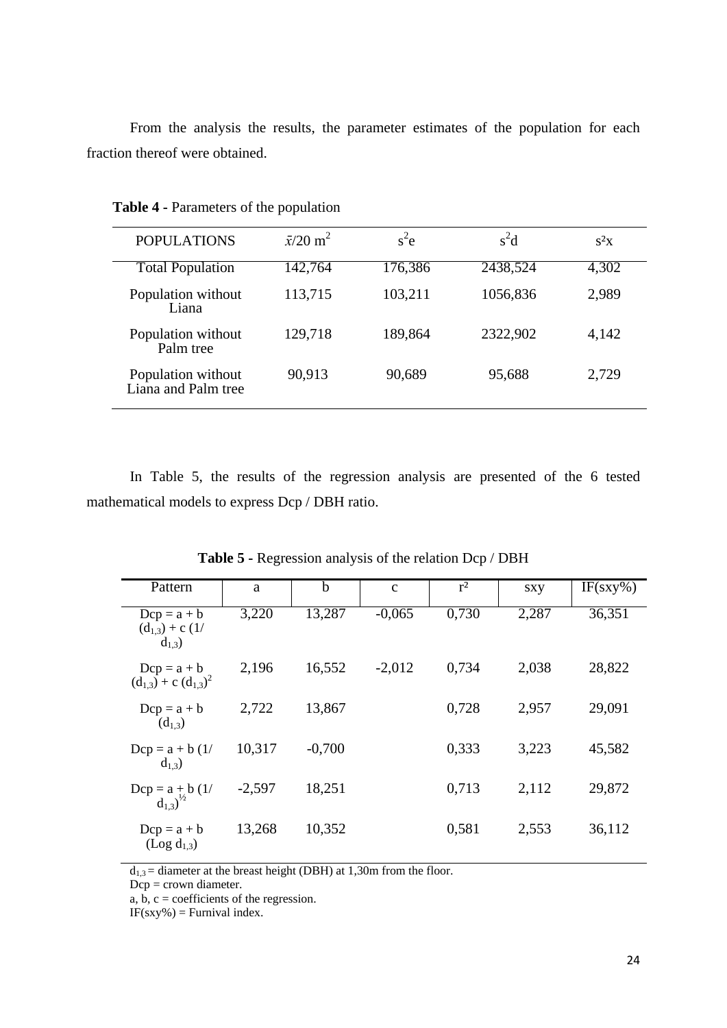From the analysis the results, the parameter estimates of the population for each fraction thereof were obtained.

**Table 4** - Parameters of the population

| POPULATIONS | $\bar{x}/20\ m^2$ | $s^2e$ | $s^2d$ | $s^2x$ |
|---|---|---|---|---|
| Total Population | 142,764 | 176,386 | 2438,524 | 4,302 |
| Population without Liana | 113,715 | 103,211 | 1056,836 | 2,989 |
| Population without Palm tree | 129,718 | 189,864 | 2322,902 | 4,142 |
| Population without Liana and Palm tree | 90,913 | 90,689 | 95,688 | 2,729 |

In Table 5, the results of the regression analysis are presented of the 6 tested mathematical models to express Dcp / DBH ratio.

**Table 5** - Regression analysis of the relation Dcp / DBH

| Pattern | a | b | c | r² | sxy | IF(sxy%) |
|---|---|---|---|---|---|---|
| $Dcp = a + b\,(d_{1,3}) + c\,(1/d_{1,3})$ | 3,220 | 13,287 | -0,065 | 0,730 | 2,287 | 36,351 |
| $Dcp = a + b\,(d_{1,3}) + c\,(d_{1,3})^2$ | 2,196 | 16,552 | -2,012 | 0,734 | 2,038 | 28,822 |
| $Dcp = a + b\,(d_{1,3})$ | 2,722 | 13,867 | | 0,728 | 2,957 | 29,091 |
| $Dcp = a + b\,(1/d_{1,3})$ | 10,317 | -0,700 | | 0,333 | 3,223 | 45,582 |
| $Dcp = a + b\,(1/d_{1,3})^{½}$ | -2,597 | 18,251 | | 0,713 | 2,112 | 29,872 |
| $Dcp = a + b\,(\text{Log}\ d_{1,3})$ | 13,268 | 10,352 | | 0,581 | 2,553 | 36,112 |

$d_{1,3}$ = diameter at the breast height (DBH) at 1,30m from the floor.
Dcp = crown diameter.
a, b, c = coefficients of the regression.
IF(sxy%) = Furnival index.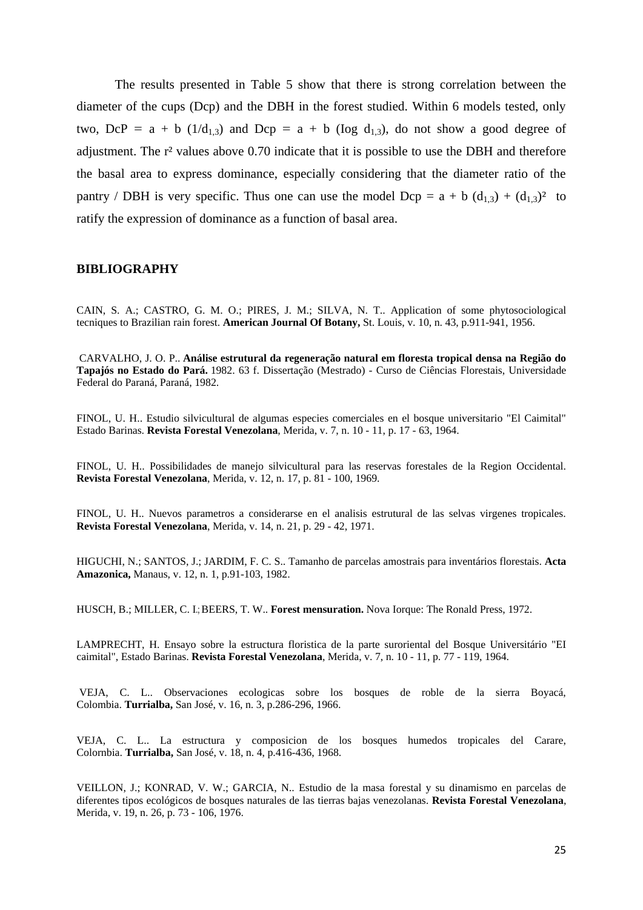The results presented in Table 5 show that there is strong correlation between the diameter of the cups (Dcp) and the DBH in the forest studied. Within 6 models tested, only two, $DcP = a + b\ (1/d_{1,3})$ and $Dcp = a + b\ (Iog\ d_{1,3})$, do not show a good degree of adjustment. The r² values above 0.70 indicate that it is possible to use the DBH and therefore the basal area to express dominance, especially considering that the diameter ratio of the pantry / DBH is very specific. Thus one can use the model $Dcp = a + b\ (d_{1,3}) + (d_{1,3})^2$ to ratify the expression of dominance as a function of basal area.

## BIBLIOGRAPHY

CAIN, S. A.; CASTRO, G. M. O.; PIRES, J. M.; SILVA, N. T.. Application of some phytosociological tecniques to Brazilian rain forest. **American Journal Of Botany,** St. Louis, v. 10, n. 43, p.911-941, 1956.

CARVALHO, J. O. P.. **Análise estrutural da regeneração natural em floresta tropical densa na Região do Tapajós no Estado do Pará.** 1982. 63 f. Dissertação (Mestrado) - Curso de Ciências Florestais, Universidade Federal do Paraná, Paraná, 1982.

FINOL, U. H.. Estudio silvicultural de algumas especies comerciales en el bosque universitario "El Caimital" Estado Barinas. **Revista Forestal Venezolana**, Merida, v. 7, n. 10 - 11, p. 17 - 63, 1964.

FINOL, U. H.. Possibilidades de manejo silvicultural para las reservas forestales de la Region Occidental. **Revista Forestal Venezolana**, Merida, v. 12, n. 17, p. 81 - 100, 1969.

FINOL, U. H.. Nuevos parametros a considerarse en el analisis estrutural de las selvas virgenes tropicales. **Revista Forestal Venezolana**, Merida, v. 14, n. 21, p. 29 - 42, 1971.

HIGUCHI, N.; SANTOS, J.; JARDIM, F. C. S.. Tamanho de parcelas amostrais para inventários florestais. **Acta Amazonica,** Manaus, v. 12, n. 1, p.91-103, 1982.

HUSCH, B.; MILLER, C. I.; BEERS, T. W.. **Forest mensuration.** Nova Iorque: The Ronald Press, 1972.

LAMPRECHT, H. Ensayo sobre la estructura floristica de la parte suroriental del Bosque Universitário "EI caimital", Estado Barinas. **Revista Forestal Venezolana**, Merida, v. 7, n. 10 - 11, p. 77 - 119, 1964.

VEJA, C. L.. Observaciones ecologicas sobre los bosques de roble de la sierra Boyacá, Colombia. **Turrialba,** San José, v. 16, n. 3, p.286-296, 1966.

VEJA, C. L.. La estructura y composicion de los bosques humedos tropicales del Carare, Colornbia. **Turrialba,** San José, v. 18, n. 4, p.416-436, 1968.

VEILLON, J.; KONRAD, V. W.; GARCIA, N.. Estudio de la masa forestal y su dinamismo en parcelas de diferentes tipos ecológicos de bosques naturales de las tierras bajas venezolanas. **Revista Forestal Venezolana**, Merida, v. 19, n. 26, p. 73 - 106, 1976.